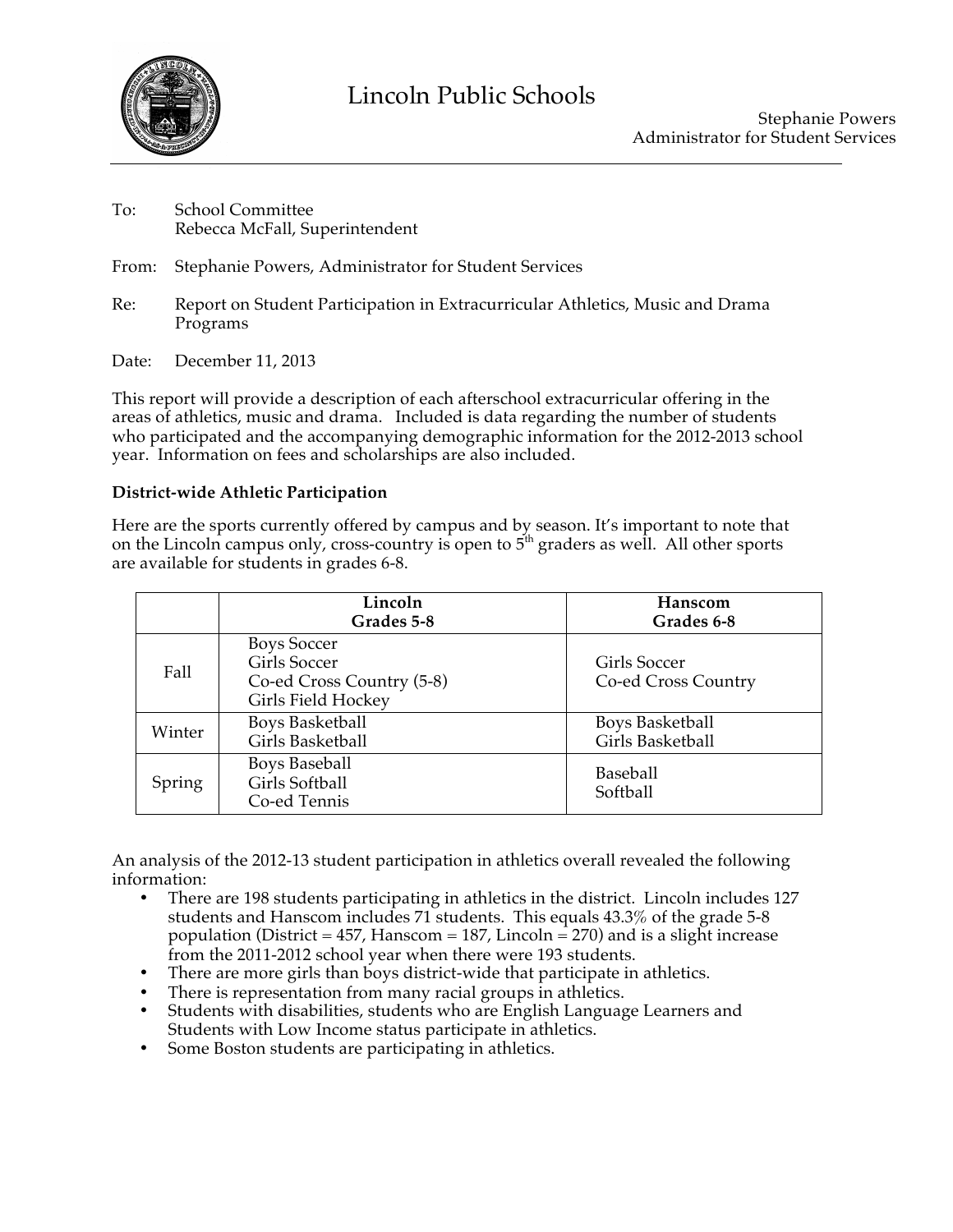# Lincoln Public Schools

Stephanie Powers
Administrator for Student Services

To: School Committee
Rebecca McFall, Superintendent

From: Stephanie Powers, Administrator for Student Services

Re: Report on Student Participation in Extracurricular Athletics, Music and Drama Programs

Date: December 11, 2013

This report will provide a description of each afterschool extracurricular offering in the areas of athletics, music and drama. Included is data regarding the number of students who participated and the accompanying demographic information for the 2012-2013 school year. Information on fees and scholarships are also included.

**District-wide Athletic Participation**

Here are the sports currently offered by campus and by season. It's important to note that on the Lincoln campus only, cross-country is open to 5th graders as well. All other sports are available for students in grades 6-8.

| | Lincoln Grades 5-8 | Hanscom Grades 6-8 |
|---|---|---|
| Fall | Boys Soccer<br>Girls Soccer<br>Co-ed Cross Country (5-8)<br>Girls Field Hockey | Girls Soccer<br>Co-ed Cross Country |
| Winter | Boys Basketball<br>Girls Basketball | Boys Basketball<br>Girls Basketball |
| Spring | Boys Baseball<br>Girls Softball<br>Co-ed Tennis | Baseball<br>Softball |

An analysis of the 2012-13 student participation in athletics overall revealed the following information:

- There are 198 students participating in athletics in the district. Lincoln includes 127 students and Hanscom includes 71 students. This equals 43.3% of the grade 5-8 population (District = 457, Hanscom = 187, Lincoln = 270) and is a slight increase from the 2011-2012 school year when there were 193 students.
- There are more girls than boys district-wide that participate in athletics.
- There is representation from many racial groups in athletics.
- Students with disabilities, students who are English Language Learners and Students with Low Income status participate in athletics.
- Some Boston students are participating in athletics.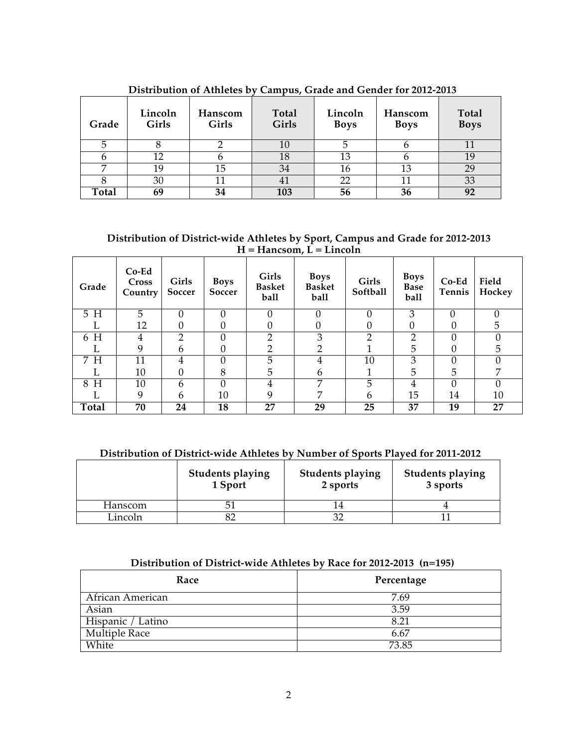**Distribution of Athletes by Campus, Grade and Gender for 2012-2013**

| Grade | Lincoln Girls | Hanscom Girls | Total Girls | Lincoln Boys | Hanscom Boys | Total Boys |
|---|---|---|---|---|---|---|
| 5 | 8 | 2 | 10 | 5 | 6 | 11 |
| 6 | 12 | 6 | 18 | 13 | 6 | 19 |
| 7 | 19 | 15 | 34 | 16 | 13 | 29 |
| 8 | 30 | 11 | 41 | 22 | 11 | 33 |
| **Total** | **69** | **34** | **103** | **56** | **36** | **92** |

**Distribution of District-wide Athletes by Sport, Campus and Grade for 2012-2013**
**H = Hancsom, L = Lincoln**

| Grade | Co-Ed Cross Country | Girls Soccer | Boys Soccer | Girls Basket ball | Boys Basket ball | Girls Softball | Boys Base ball | Co-Ed Tennis | Field Hockey |
|---|---|---|---|---|---|---|---|---|---|
| 5 H | 5 | 0 | 0 | 0 | 0 | 0 | 3 | 0 | 0 |
| L | 12 | 0 | 0 | 0 | 0 | 0 | 0 | 0 | 5 |
| 6 H | 4 | 2 | 0 | 2 | 3 | 2 | 2 | 0 | 0 |
| L | 9 | 6 | 0 | 2 | 2 | 1 | 5 | 0 | 5 |
| 7 H | 11 | 4 | 0 | 5 | 4 | 10 | 3 | 0 | 0 |
| L | 10 | 0 | 8 | 5 | 6 | 1 | 5 | 5 | 7 |
| 8 H | 10 | 6 | 0 | 4 | 7 | 5 | 4 | 0 | 0 |
| L | 9 | 6 | 10 | 9 | 7 | 6 | 15 | 14 | 10 |
| **Total** | **70** | **24** | **18** | **27** | **29** | **25** | **37** | **19** | **27** |

**Distribution of District-wide Athletes by Number of Sports Played for 2011-2012**

| | Students playing 1 Sport | Students playing 2 sports | Students playing 3 sports |
|---|---|---|---|
| Hanscom | 51 | 14 | 4 |
| Lincoln | 82 | 32 | 11 |

**Distribution of District-wide Athletes by Race for 2012-2013 (n=195)**

| Race | Percentage |
|---|---|
| African American | 7.69 |
| Asian | 3.59 |
| Hispanic / Latino | 8.21 |
| Multiple Race | 6.67 |
| White | 73.85 |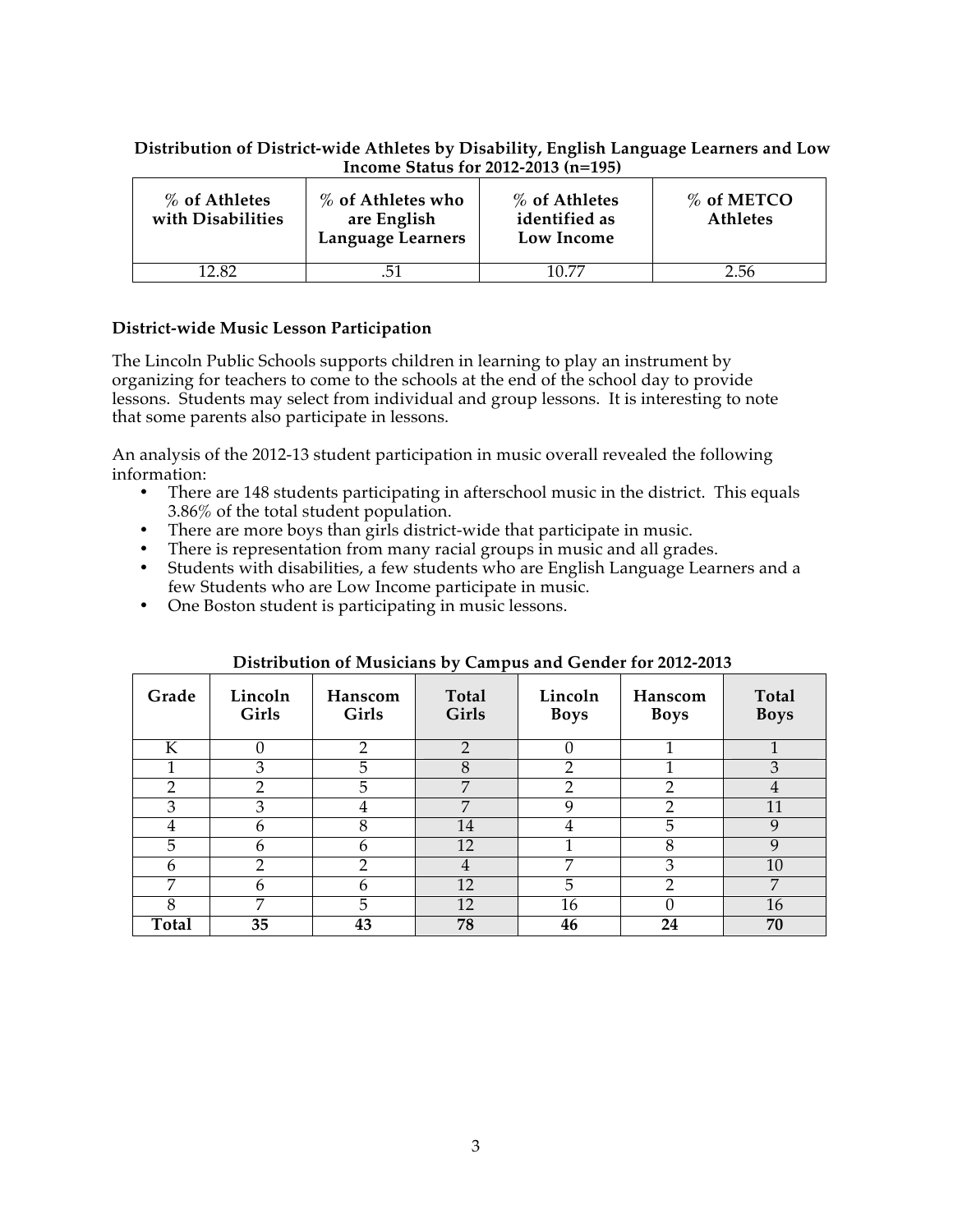**Distribution of District-wide Athletes by Disability, English Language Learners and Low Income Status for 2012-2013 (n=195)**

| % of Athletes with Disabilities | % of Athletes who are English Language Learners | % of Athletes identified as Low Income | % of METCO Athletes |
|---|---|---|---|
| 12.82 | .51 | 10.77 | 2.56 |

**District-wide Music Lesson Participation**

The Lincoln Public Schools supports children in learning to play an instrument by organizing for teachers to come to the schools at the end of the school day to provide lessons. Students may select from individual and group lessons. It is interesting to note that some parents also participate in lessons.

An analysis of the 2012-13 student participation in music overall revealed the following information:

- There are 148 students participating in afterschool music in the district. This equals 3.86% of the total student population.
- There are more boys than girls district-wide that participate in music.
- There is representation from many racial groups in music and all grades.
- Students with disabilities, a few students who are English Language Learners and a few Students who are Low Income participate in music.
- One Boston student is participating in music lessons.

**Distribution of Musicians by Campus and Gender for 2012-2013**

| Grade | Lincoln Girls | Hanscom Girls | Total Girls | Lincoln Boys | Hanscom Boys | Total Boys |
|---|---|---|---|---|---|---|
| K | 0 | 2 | 2 | 0 | 1 | 1 |
| 1 | 3 | 5 | 8 | 2 | 1 | 3 |
| 2 | 2 | 5 | 7 | 2 | 2 | 4 |
| 3 | 3 | 4 | 7 | 9 | 2 | 11 |
| 4 | 6 | 8 | 14 | 4 | 5 | 9 |
| 5 | 6 | 6 | 12 | 1 | 8 | 9 |
| 6 | 2 | 2 | 4 | 7 | 3 | 10 |
| 7 | 6 | 6 | 12 | 5 | 2 | 7 |
| 8 | 7 | 5 | 12 | 16 | 0 | 16 |
| **Total** | **35** | **43** | **78** | **46** | **24** | **70** |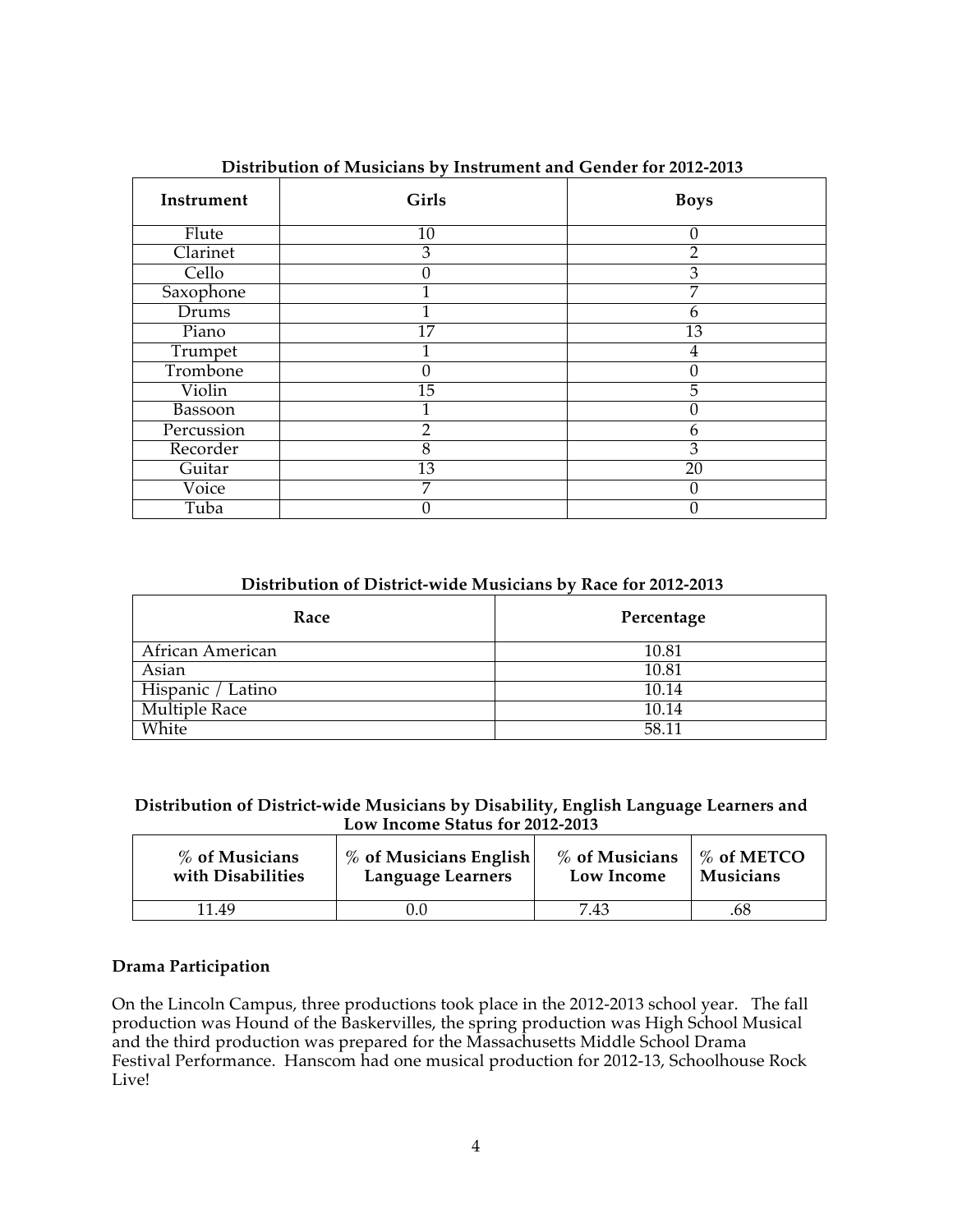**Distribution of Musicians by Instrument and Gender for 2012-2013**

| Instrument | Girls | Boys |
|---|---|---|
| Flute | 10 | 0 |
| Clarinet | 3 | 2 |
| Cello | 0 | 3 |
| Saxophone | 1 | 7 |
| Drums | 1 | 6 |
| Piano | 17 | 13 |
| Trumpet | 1 | 4 |
| Trombone | 0 | 0 |
| Violin | 15 | 5 |
| Bassoon | 1 | 0 |
| Percussion | 2 | 6 |
| Recorder | 8 | 3 |
| Guitar | 13 | 20 |
| Voice | 7 | 0 |
| Tuba | 0 | 0 |

**Distribution of District-wide Musicians by Race for 2012-2013**

| Race | Percentage |
|---|---|
| African American | 10.81 |
| Asian | 10.81 |
| Hispanic / Latino | 10.14 |
| Multiple Race | 10.14 |
| White | 58.11 |

**Distribution of District-wide Musicians by Disability, English Language Learners and Low Income Status for 2012-2013**

| % of Musicians with Disabilities | % of Musicians English Language Learners | % of Musicians Low Income | % of METCO Musicians |
|---|---|---|---|
| 11.49 | 0.0 | 7.43 | .68 |

### Drama Participation

On the Lincoln Campus, three productions took place in the 2012-2013 school year. The fall production was Hound of the Baskervilles, the spring production was High School Musical and the third production was prepared for the Massachusetts Middle School Drama Festival Performance. Hanscom had one musical production for 2012-13, Schoolhouse Rock Live!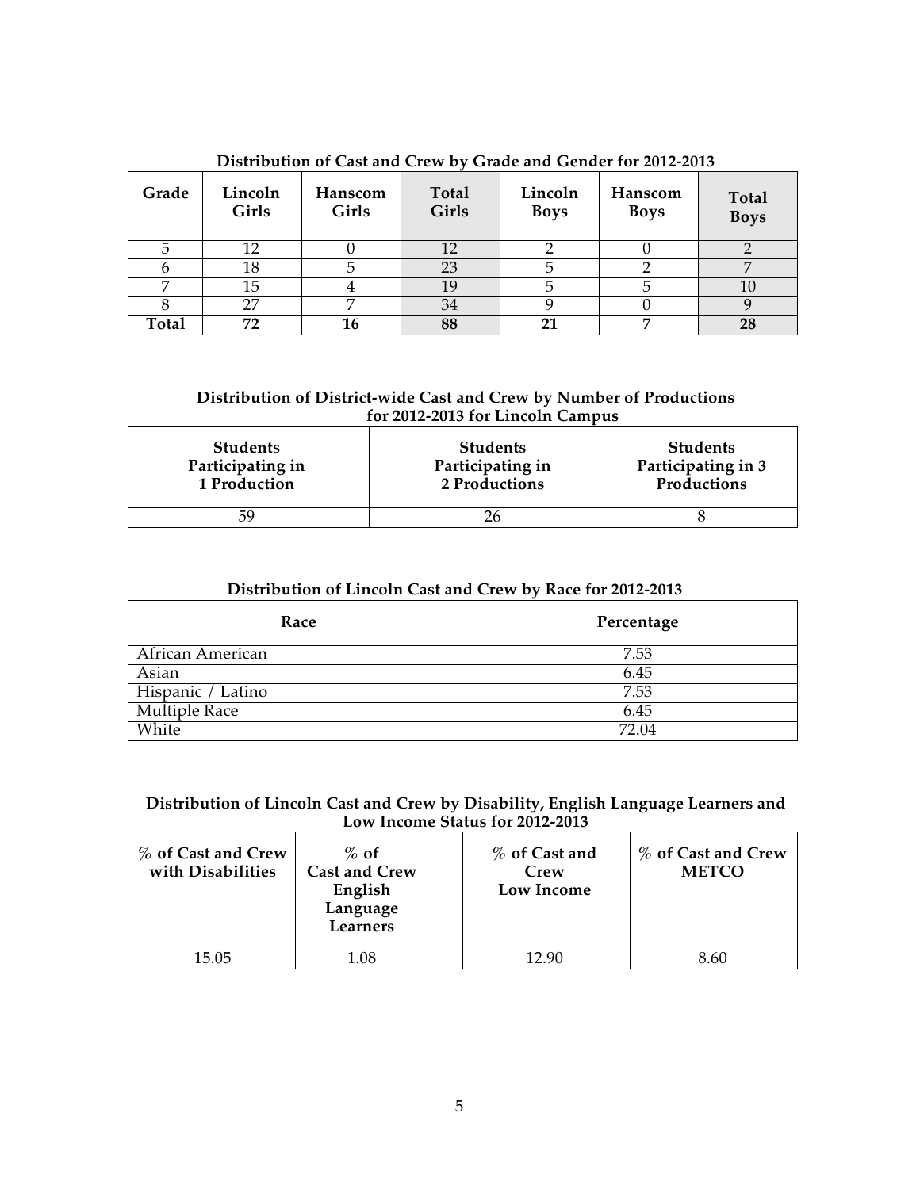**Distribution of Cast and Crew by Grade and Gender for 2012-2013**

| Grade | Lincoln Girls | Hanscom Girls | Total Girls | Lincoln Boys | Hanscom Boys | Total Boys |
|---|---|---|---|---|---|---|
| 5 | 12 | 0 | 12 | 2 | 0 | 2 |
| 6 | 18 | 5 | 23 | 5 | 2 | 7 |
| 7 | 15 | 4 | 19 | 5 | 5 | 10 |
| 8 | 27 | 7 | 34 | 9 | 0 | 9 |
| **Total** | **72** | **16** | **88** | **21** | **7** | **28** |

**Distribution of District-wide Cast and Crew by Number of Productions for 2012-2013 for Lincoln Campus**

| Students Participating in 1 Production | Students Participating in 2 Productions | Students Participating in 3 Productions |
|---|---|---|
| 59 | 26 | 8 |

**Distribution of Lincoln Cast and Crew by Race for 2012-2013**

| Race | Percentage |
|---|---|
| African American | 7.53 |
| Asian | 6.45 |
| Hispanic / Latino | 7.53 |
| Multiple Race | 6.45 |
| White | 72.04 |

**Distribution of Lincoln Cast and Crew by Disability, English Language Learners and Low Income Status for 2012-2013**

| % of Cast and Crew with Disabilities | % of Cast and Crew English Language Learners | % of Cast and Crew Low Income | % of Cast and Crew METCO |
|---|---|---|---|
| 15.05 | 1.08 | 12.90 | 8.60 |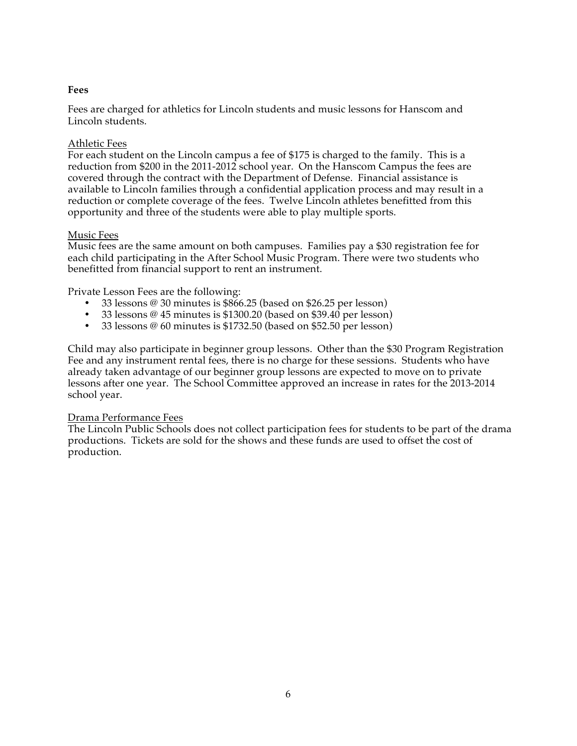## Fees

Fees are charged for athletics for Lincoln students and music lessons for Hanscom and Lincoln students.

### Athletic Fees

For each student on the Lincoln campus a fee of $175 is charged to the family. This is a reduction from $200 in the 2011-2012 school year. On the Hanscom Campus the fees are covered through the contract with the Department of Defense. Financial assistance is available to Lincoln families through a confidential application process and may result in a reduction or complete coverage of the fees. Twelve Lincoln athletes benefitted from this opportunity and three of the students were able to play multiple sports.

### Music Fees

Music fees are the same amount on both campuses. Families pay a $30 registration fee for each child participating in the After School Music Program. There were two students who benefitted from financial support to rent an instrument.

Private Lesson Fees are the following:

- 33 lessons @ 30 minutes is $866.25 (based on $26.25 per lesson)
- 33 lessons @ 45 minutes is $1300.20 (based on $39.40 per lesson)
- 33 lessons @ 60 minutes is $1732.50 (based on $52.50 per lesson)

Child may also participate in beginner group lessons. Other than the $30 Program Registration Fee and any instrument rental fees, there is no charge for these sessions. Students who have already taken advantage of our beginner group lessons are expected to move on to private lessons after one year. The School Committee approved an increase in rates for the 2013-2014 school year.

### Drama Performance Fees

The Lincoln Public Schools does not collect participation fees for students to be part of the drama productions. Tickets are sold for the shows and these funds are used to offset the cost of production.